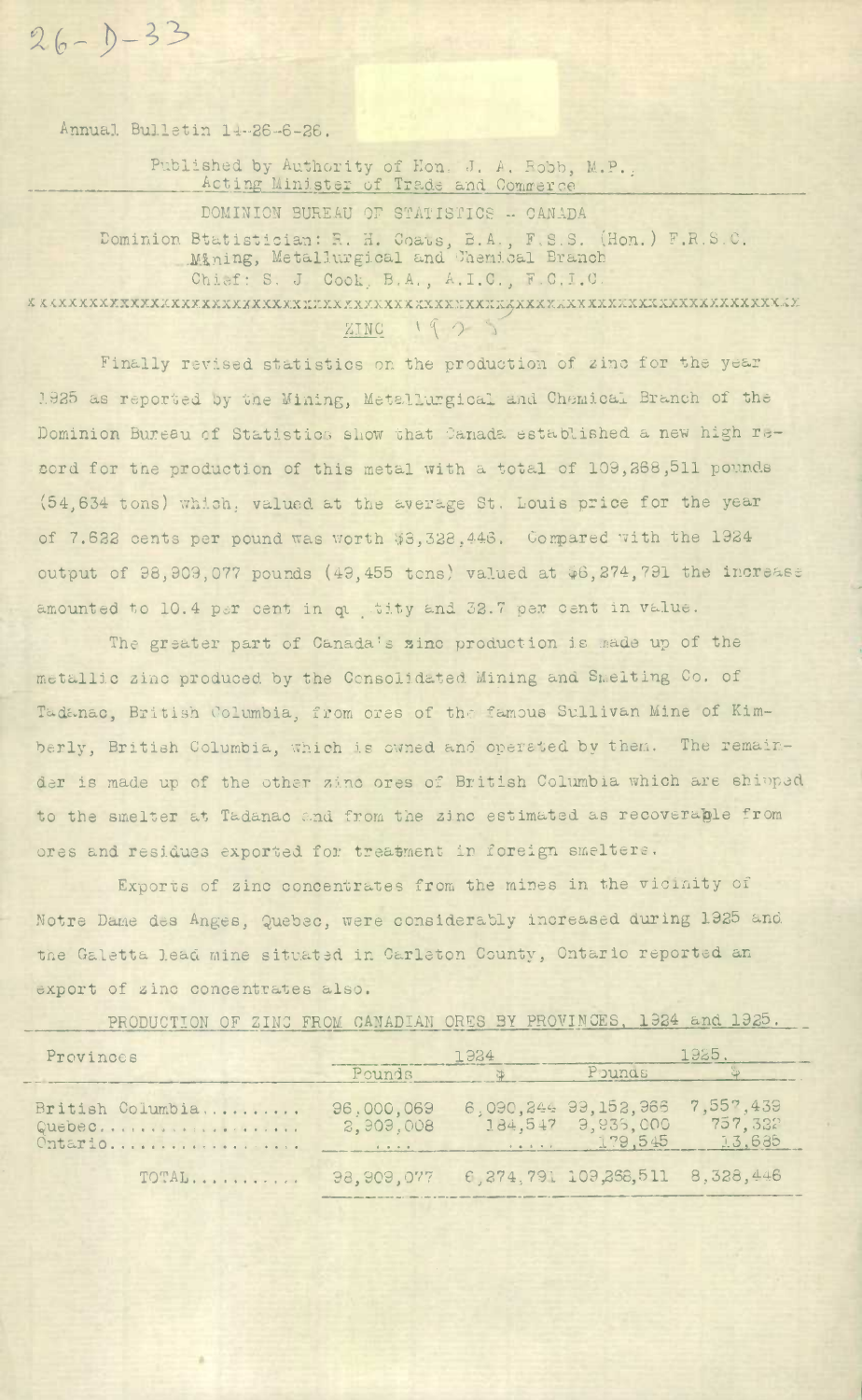26-D-33

Annual Bulletin 14-26-6-26.

Published by Authority of Hon. J. A. Robb, M.P., Acting Minister of Trade and Commerce

DOMINION BUREAU OF STATISTICS -- CANADA

Dominion Statistician: R. H. Coats, B.A., F.S.S. (Hon.) F.R.S.C.
Mining, Metallurgical and Chemical Branch
Chief: S. J. Cook, B.A., A.I.C., F.C.I.C.

## ZINC 1925

Finally revised statistics on the production of zinc for the year 1925 as reported by the Mining, Metallurgical and Chemical Branch of the Dominion Bureau of Statistics show that Canada established a new high record for the production of this metal with a total of 109,268,511 pounds (54,634 tons) which, valued at the average St. Louis price for the year of 7.622 cents per pound was worth $8,328,446. Compared with the 1924 output of 98,909,077 pounds (49,455 tons) valued at $6,274,791 the increase amounted to 10.4 per cent in quantity and 32.7 per cent in value.

The greater part of Canada's zinc production is made up of the metallic zinc produced by the Consolidated Mining and Smelting Co. of Tadanac, British Columbia, from ores of the famous Sullivan Mine of Kimberly, British Columbia, which is owned and operated by them. The remainder is made up of the other zinc ores of British Columbia which are shipped to the smelter at Tadanac and from the zinc estimated as recoverable from ores and residues exported for treatment in foreign smelters.

Exports of zinc concentrates from the mines in the vicinity of Notre Dame des Anges, Quebec, were considerably increased during 1925 and the Galetta lead mine situated in Carleton County, Ontario reported an export of zinc concentrates also.

PRODUCTION OF ZINC FROM CANADIAN ORES BY PROVINCES, 1924 and 1925.

| Provinces | 1924 | | 1925. | |
|---|---|---|---|---|
| | Pounds | $ | Pounds | $ |
| British Columbia.......... | 96,000,069 | 6,090,244 | 99,152,966 | 7,557,439 |
| Quebec.................... | 2,909,008 | 184,547 | 9,936,000 | 757,322 |
| Ontario................... | .... | ..... | 179,545 | 13,685 |
| TOTAL.......... | 98,909,077 | 6,274,791 | 109,268,511 | 8,328,446 |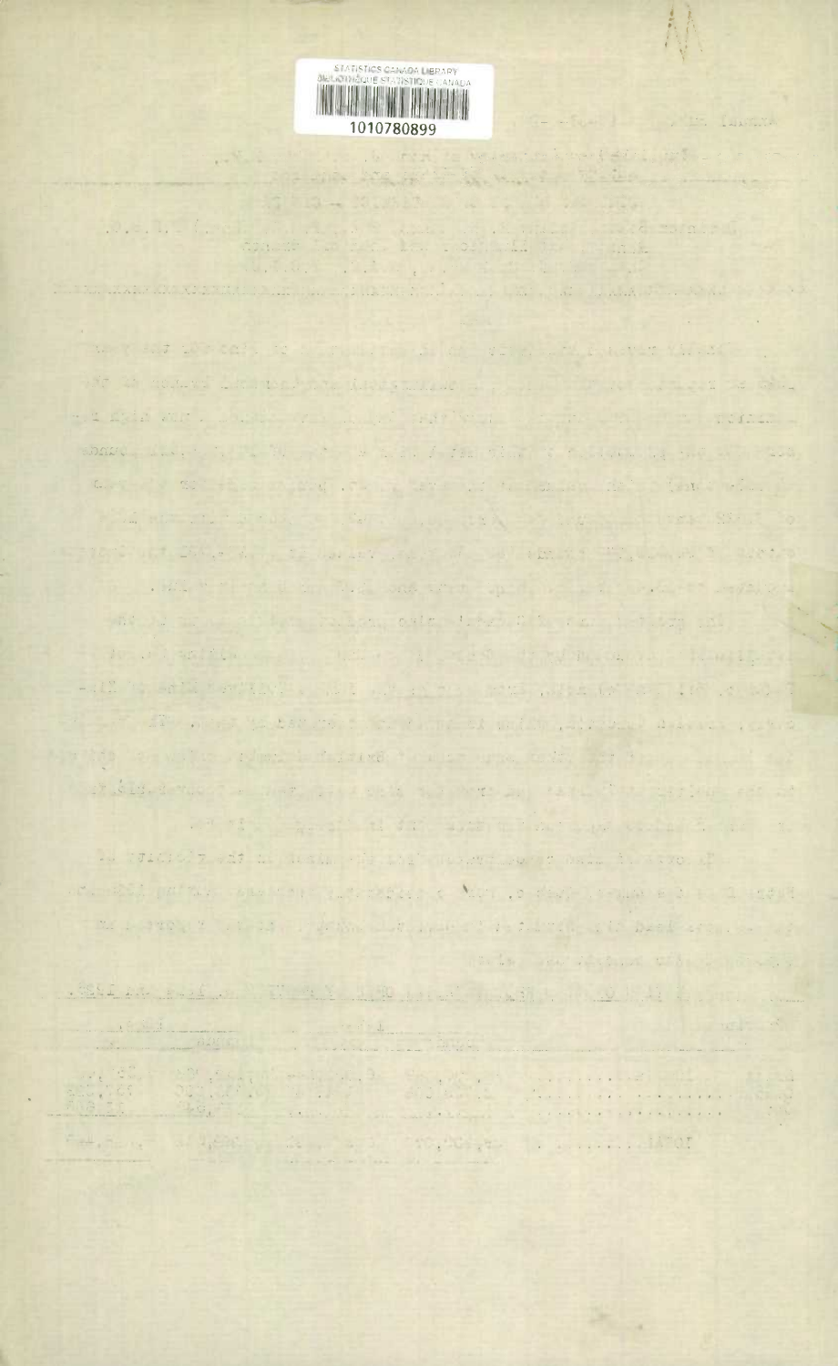STATISTICS CANADA LIBRARY
BIBLIOTHÈQUE STATISTIQUE CANADA

1010780899